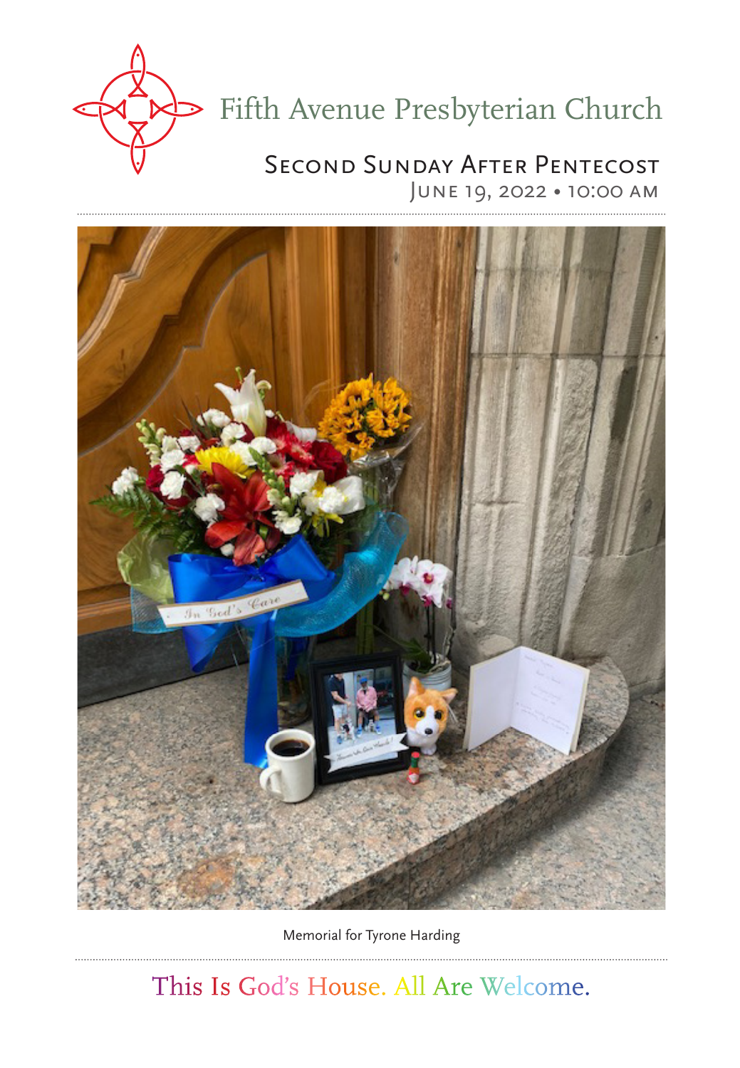# Fifth Avenue Presbyterian Church

## Second Sunday After Pentecost

June 19, 2022 • 10:00 AM

Memorial for Tyrone Harding

This Is God's House. All Are Welcome.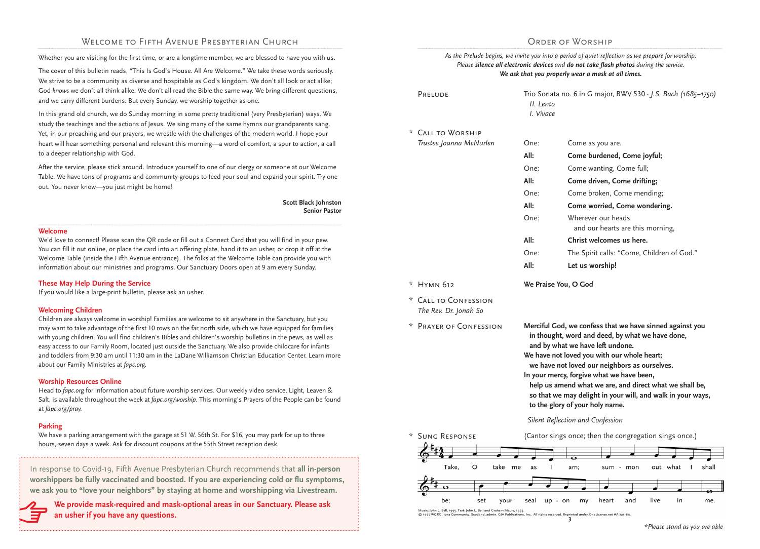## Welcome to Fifth Avenue Presbyterian Church

Whether you are visiting for the first time, or are a longtime member, we are blessed to have you with us.

The cover of this bulletin reads, "This Is God's House. All Are Welcome." We take these words seriously. We strive to be a community as diverse and hospitable as God's kingdom. We don't all look or act alike; God *knows* we don't all think alike. We don't all read the Bible the same way. We bring different questions, and we carry different burdens. But every Sunday, we worship together as one.

In this grand old church, we do Sunday morning in some pretty traditional (very Presbyterian) ways. We study the teachings and the actions of Jesus. We sing many of the same hymns our grandparents sang. Yet, in our preaching and our prayers, we wrestle with the challenges of the modern world. I hope your heart will hear something personal and relevant this morning—a word of comfort, a spur to action, a call to a deeper relationship with God.

After the service, please stick around. Introduce yourself to one of our clergy or someone at our Welcome Table. We have tons of programs and community groups to feed your soul and expand your spirit. Try one out. You never know—you just might be home!

**Scott Black Johnston**
**Senior Pastor**

### Welcome

We'd love to connect! Please scan the QR code or fill out a Connect Card that you will find in your pew. You can fill it out online, or place the card into an offering plate, hand it to an usher, or drop it off at the Welcome Table (inside the Fifth Avenue entrance). The folks at the Welcome Table can provide you with information about our ministries and programs. Our Sanctuary Doors open at 9 am every Sunday.

### These May Help During the Service

If you would like a large-print bulletin, please ask an usher.

### Welcoming Children

Children are always welcome in worship! Families are welcome to sit anywhere in the Sanctuary, but you may want to take advantage of the first 10 rows on the far north side, which we have equipped for families with young children. You will find children's Bibles and children's worship bulletins in the pews, as well as easy access to our Family Room, located just outside the Sanctuary. We also provide childcare for infants and toddlers from 9:30 am until 11:30 am in the LaDane Williamson Christian Education Center. Learn more about our Family Ministries at *fapc.org.*

### Worship Resources Online

Head to *fapc.org* for information about future worship services. Our weekly video service, Light, Leaven & Salt, is available throughout the week at *fapc.org/worship*. This morning's Prayers of the People can be found at *fapc.org/pray*.

### Parking

We have a parking arrangement with the garage at 51 W. 56th St. For $16, you may park for up to three hours, seven days a week. Ask for discount coupons at the 55th Street reception desk.

In response to Covid-19, Fifth Avenue Presbyterian Church recommends that **all in-person worshippers be fully vaccinated and boosted. If you are experiencing cold or flu symptoms, we ask you to "love your neighbors" by staying at home and worshipping via Livestream.**

**We provide mask-required and mask-optional areas in our Sanctuary. Please ask an usher if you have any questions.**

## Order of Worship

*As the Prelude begins, we invite you into a period of quiet reflection as we prepare for worship. Please* ***silence all electronic devices*** *and* ***do not take flash photos*** *during the service.*
***We ask that you properly wear a mask at all times.***

**Prelude** — Trio Sonata no. 6 in G major, BWV 530 · *J.S. Bach (1685–1750)*
*II. Lento*
*I. Vivace*

\* **Call to Worship** — *Trustee Joanna McNurlen*

One: Come as you are.
**All: Come burdened, Come joyful;**
One: Come wanting, Come full;
**All: Come driven, Come drifting;**
One: Come broken, Come mending;
**All: Come worried, Come wondering.**
One: Wherever our heads and our hearts are this morning,
**All: Christ welcomes us here.**
One: The Spirit calls: "Come, Children of God."
**All: Let us worship!**

\* **Hymn 612** — **We Praise You, O God**

\* **Call to Confession** — *The Rev. Dr. Jonah So*

\* **Prayer of Confession**

**Merciful God, we confess that we have sinned against you in thought, word and deed, by what we have done, and by what we have left undone.**
**We have not loved you with our whole heart; we have not loved our neighbors as ourselves.**
**In your mercy, forgive what we have been, help us amend what we are, and direct what we shall be, so that we may delight in your will, and walk in your ways, to the glory of your holy name.**

*Silent Reflection and Confession*

\* **Sung Response** — (Cantor sings once; then the congregation sings once.)

Take, O take me as I am; summon out what I shall be; set your seal up - on my heart and live in me.

Music: John L. Bell, 1995. Text: John L. Bell and Graham Maule, 1995.
© 1995 WGRG, Iona Community, Scotland, admin. GIA Publications, Inc. All rights reserved. Reprinted under OneLicense.net #A-721169.

*\*Please stand as you are able*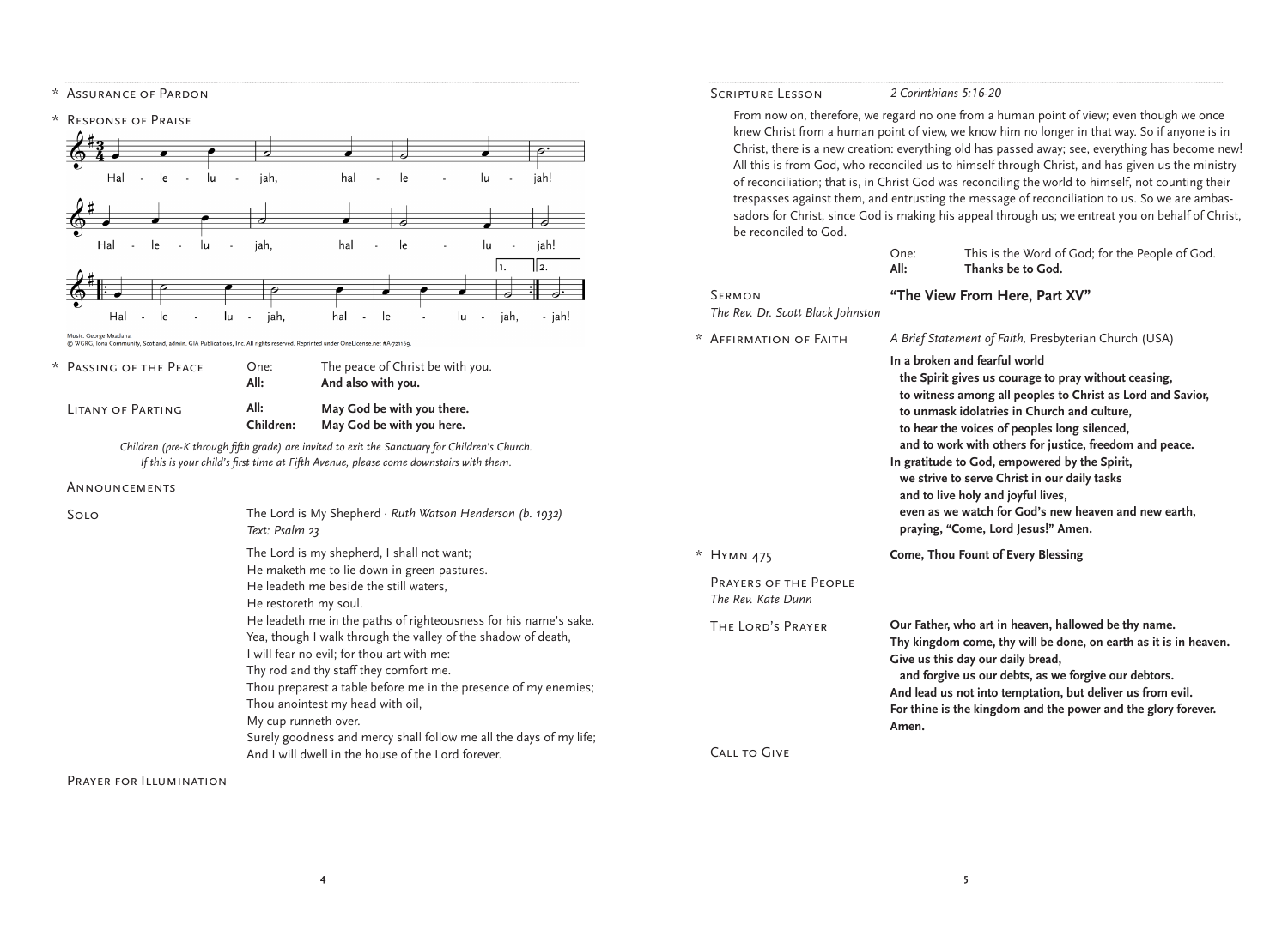\* ASSURANCE OF PARDON

\* RESPONSE OF PRAISE

Hal - le - lu - jah, hal - le - lu - jah!

Hal - le - lu - jah, hal - le - lu - jah!

Hal - le - lu - jah, hal - le - lu - jah, - jah!

Music: George Mxadana.
© WGRG, Iona Community, Scotland, admin. GIA Publications, Inc. All rights reserved. Reprinted under OneLicense.net #A-723169.

\* PASSING OF THE PEACE

| | | |
|---|---|---|
| | One: | The peace of Christ be with you. |
| | **All:** | **And also with you.** |

LITANY OF PARTING

| | | |
|---|---|---|
| | **All:** | **May God be with you there.** |
| | **Children:** | **May God be with you here.** |

*Children (pre-K through fifth grade) are invited to exit the Sanctuary for Children's Church. If this is your child's first time at Fifth Avenue, please come downstairs with them.*

ANNOUNCEMENTS

SOLO — The Lord is My Shepherd · *Ruth Watson Henderson (b. 1932)*
*Text: Psalm 23*

The Lord is my shepherd, I shall not want;
He maketh me to lie down in green pastures.
He leadeth me beside the still waters,
He restoreth my soul.
He leadeth me in the paths of righteousness for his name's sake.
Yea, though I walk through the valley of the shadow of death,
I will fear no evil; for thou art with me:
Thy rod and thy staff they comfort me.
Thou preparest a table before me in the presence of my enemies;
Thou anointest my head with oil,
My cup runneth over.
Surely goodness and mercy shall follow me all the days of my life;
And I will dwell in the house of the Lord forever.

PRAYER FOR ILLUMINATION

SCRIPTURE LESSON — *2 Corinthians 5:16-20*

From now on, therefore, we regard no one from a human point of view; even though we once knew Christ from a human point of view, we know him no longer in that way. So if anyone is in Christ, there is a new creation: everything old has passed away; see, everything has become new! All this is from God, who reconciled us to himself through Christ, and has given us the ministry of reconciliation; that is, in Christ God was reconciling the world to himself, not counting their trespasses against them, and entrusting the message of reconciliation to us. So we are ambassadors for Christ, since God is making his appeal through us; we entreat you on behalf of Christ, be reconciled to God.

| | |
|---|---|
| One: | This is the Word of God; for the People of God. |
| **All:** | **Thanks be to God.** |

SERMON — **"The View From Here, Part XV"**
*The Rev. Dr. Scott Black Johnston*

\* AFFIRMATION OF FAITH — *A Brief Statement of Faith,* Presbyterian Church (USA)

**In a broken and fearful world**
**the Spirit gives us courage to pray without ceasing,**
**to witness among all peoples to Christ as Lord and Savior,**
**to unmask idolatries in Church and culture,**
**to hear the voices of peoples long silenced,**
**and to work with others for justice, freedom and peace.**
**In gratitude to God, empowered by the Spirit,**
**we strive to serve Christ in our daily tasks**
**and to live holy and joyful lives,**
**even as we watch for God's new heaven and new earth,**
**praying, "Come, Lord Jesus!" Amen.**

\* HYMN 475 — **Come, Thou Fount of Every Blessing**

PRAYERS OF THE PEOPLE
*The Rev. Kate Dunn*

THE LORD'S PRAYER

**Our Father, who art in heaven, hallowed be thy name.**
**Thy kingdom come, thy will be done, on earth as it is in heaven.**
**Give us this day our daily bread,**
**and forgive us our debts, as we forgive our debtors.**
**And lead us not into temptation, but deliver us from evil.**
**For thine is the kingdom and the power and the glory forever.**
**Amen.**

CALL TO GIVE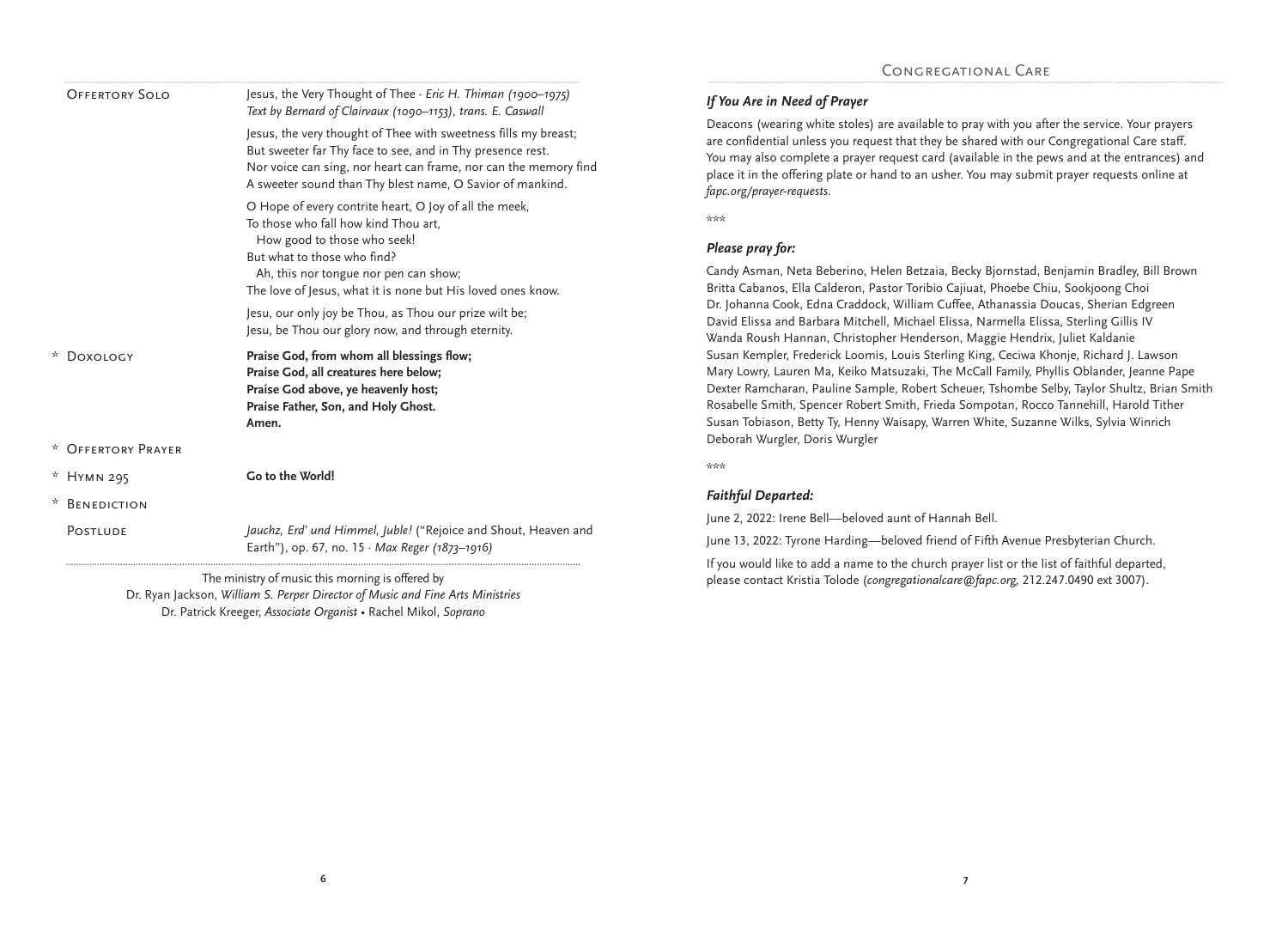**Offertory Solo** — Jesus, the Very Thought of Thee · *Eric H. Thiman (1900–1975)*
*Text by Bernard of Clairvaux (1090–1153), trans. E. Caswall*

Jesus, the very thought of Thee with sweetness fills my breast;
But sweeter far Thy face to see, and in Thy presence rest.
Nor voice can sing, nor heart can frame, nor can the memory find
A sweeter sound than Thy blest name, O Savior of mankind.

O Hope of every contrite heart, O Joy of all the meek,
To those who fall how kind Thou art,
How good to those who seek!
But what to those who find?
Ah, this nor tongue nor pen can show;
The love of Jesus, what it is none but His loved ones know.

Jesu, our only joy be Thou, as Thou our prize wilt be;
Jesu, be Thou our glory now, and through eternity.

\* **Doxology**

**Praise God, from whom all blessings flow;**
**Praise God, all creatures here below;**
**Praise God above, ye heavenly host;**
**Praise Father, Son, and Holy Ghost.**
**Amen.**

\* **Offertory Prayer**

\* **Hymn 295** — **Go to the World!**

\* **Benediction**

**Postlude** — *Jauchz, Erd' und Himmel, Juble!* ("Rejoice and Shout, Heaven and Earth"), op. 67, no. 15 · *Max Reger (1873–1916)*

The ministry of music this morning is offered by
Dr. Ryan Jackson, *William S. Perper Director of Music and Fine Arts Ministries*
Dr. Patrick Kreeger, *Associate Organist* • Rachel Mikol, *Soprano*

## Congregational Care

### *If You Are in Need of Prayer*

Deacons (wearing white stoles) are available to pray with you after the service. Your prayers are confidential unless you request that they be shared with our Congregational Care staff. You may also complete a prayer request card (available in the pews and at the entrances) and place it in the offering plate or hand to an usher. You may submit prayer requests online at *fapc.org/prayer-requests*.

\*\*\*

### *Please pray for:*

Candy Asman, Neta Beberino, Helen Betzaia, Becky Bjornstad, Benjamin Bradley, Bill Brown
Britta Cabanos, Ella Calderon, Pastor Toribio Cajiuat, Phoebe Chiu, Sookjoong Choi
Dr. Johanna Cook, Edna Craddock, William Cuffee, Athanassia Doucas, Sherian Edgreen
David Elissa and Barbara Mitchell, Michael Elissa, Narmella Elissa, Sterling Gillis IV
Wanda Roush Hannan, Christopher Henderson, Maggie Hendrix, Juliet Kaldanie
Susan Kempler, Frederick Loomis, Louis Sterling King, Ceciwa Khonje, Richard J. Lawson
Mary Lowry, Lauren Ma, Keiko Matsuzaki, The McCall Family, Phyllis Oblander, Jeanne Pape
Dexter Ramcharan, Pauline Sample, Robert Scheuer, Tshombe Selby, Taylor Shultz, Brian Smith
Rosabelle Smith, Spencer Robert Smith, Frieda Sompotan, Rocco Tannehill, Harold Tither
Susan Tobiason, Betty Ty, Henny Waisapy, Warren White, Suzanne Wilks, Sylvia Winrich
Deborah Wurgler, Doris Wurgler

\*\*\*

### *Faithful Departed:*

June 2, 2022: Irene Bell—beloved aunt of Hannah Bell.

June 13, 2022: Tyrone Harding—beloved friend of Fifth Avenue Presbyterian Church.

If you would like to add a name to the church prayer list or the list of faithful departed, please contact Kristia Tolode (*congregationalcare@fapc.org*, 212.247.0490 ext 3007).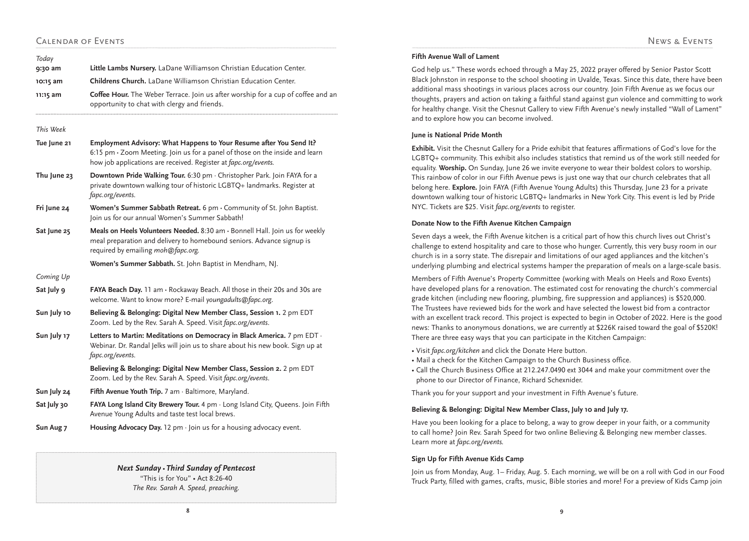## Calendar of Events

*Today*

| | |
|---|---|
| **9:30 am** | **Little Lambs Nursery.** LaDane Williamson Christian Education Center. |
| **10:15 am** | **Childrens Church.** LaDane Williamson Christian Education Center. |
| **11:15 am** | **Coffee Hour.** The Weber Terrace. Join us after worship for a cup of coffee and an opportunity to chat with clergy and friends. |

*This Week*

| | |
|---|---|
| **Tue June 21** | **Employment Advisory: What Happens to Your Resume after You Send It?** 6:15 pm • Zoom Meeting. Join us for a panel of those on the inside and learn how job applications are received. Register at *fapc.org/events.* |
| **Thu June 23** | **Downtown Pride Walking Tour.** 6:30 pm · Christopher Park. Join FAYA for a private downtown walking tour of historic LGBTQ+ landmarks. Register at *fapc.org/events*. |
| **Fri June 24** | **Women's Summer Sabbath Retreat.** 6 pm • Community of St. John Baptist. Join us for our annual Women's Summer Sabbath! |
| **Sat June 25** | **Meals on Heels Volunteers Needed.** 8:30 am • Bonnell Hall. Join us for weekly meal preparation and delivery to homebound seniors. Advance signup is required by emailing *moh@fapc.org.* |
| | **Women's Summer Sabbath.** St. John Baptist in Mendham, NJ. |

*Coming Up*

| | |
|---|---|
| **Sat July 9** | **FAYA Beach Day.** 11 am • Rockaway Beach. All those in their 20s and 30s are welcome. Want to know more? E-mail *youngadults@fapc.org*. |
| **Sun July 10** | **Believing & Belonging: Digital New Member Class, Session 1.** 2 pm EDT Zoom. Led by the Rev. Sarah A. Speed. Visit *fapc.org/events*. |
| **Sun July 17** | **Letters to Martin: Meditations on Democracy in Black America.** 7 pm EDT · Webinar. Dr. Randal Jelks will join us to share about his new book. Sign up at *fapc.org/events*. |
| | **Believing & Belonging: Digital New Member Class, Session 2.** 2 pm EDT Zoom. Led by the Rev. Sarah A. Speed. Visit *fapc.org/events*. |
| **Sun July 24** | **Fifth Avenue Youth Trip.** 7 am · Baltimore, Maryland. |
| **Sat July 30** | **FAYA Long Island City Brewery Tour.** 4 pm · Long Island City, Queens. Join Fifth Avenue Young Adults and taste test local brews. |
| **Sun Aug 7** | **Housing Advocacy Day.** 12 pm · Join us for a housing advocacy event. |

***Next Sunday • Third Sunday of Pentecost***
"This is for You" • Act 8:26-40
*The Rev. Sarah A. Speed, preaching.*

## News & Events

**Fifth Avenue Wall of Lament**

God help us." These words echoed through a May 25, 2022 prayer offered by Senior Pastor Scott Black Johnston in response to the school shooting in Uvalde, Texas. Since this date, there have been additional mass shootings in various places across our country. Join Fifth Avenue as we focus our thoughts, prayers and action on taking a faithful stand against gun violence and committing to work for healthy change. Visit the Chesnut Gallery to view Fifth Avenue's newly installed "Wall of Lament" and to explore how you can become involved.

**June is National Pride Month**

**Exhibit.** Visit the Chesnut Gallery for a Pride exhibit that features affirmations of God's love for the LGBTQ+ community. This exhibit also includes statistics that remind us of the work still needed for equality. **Worship.** On Sunday, June 26 we invite everyone to wear their boldest colors to worship. This rainbow of color in our Fifth Avenue pews is just one way that our church celebrates that all belong here. **Explore.** Join FAYA (Fifth Avenue Young Adults) this Thursday, June 23 for a private downtown walking tour of historic LGBTQ+ landmarks in New York City. This event is led by Pride NYC. Tickets are $25. Visit *fapc.org/events* to register.

**Donate Now to the Fifth Avenue Kitchen Campaign**

Seven days a week, the Fifth Avenue kitchen is a critical part of how this church lives out Christ's challenge to extend hospitality and care to those who hunger. Currently, this very busy room in our church is in a sorry state. The disrepair and limitations of our aged appliances and the kitchen's underlying plumbing and electrical systems hamper the preparation of meals on a large-scale basis.

Members of Fifth Avenue's Property Committee (working with Meals on Heels and Roxo Events) have developed plans for a renovation. The estimated cost for renovating the church's commercial grade kitchen (including new flooring, plumbing, fire suppression and appliances) is $520,000. The Trustees have reviewed bids for the work and have selected the lowest bid from a contractor with an excellent track record. This project is expected to begin in October of 2022. Here is the good news: Thanks to anonymous donations, we are currently at $226K raised toward the goal of $520K! There are three easy ways that you can participate in the Kitchen Campaign:

- Visit *fapc.org/kitchen* and click the Donate Here button.
- Mail a check for the Kitchen Campaign to the Church Business office.
- Call the Church Business Office at 212.247.0490 ext 3044 and make your commitment over the phone to our Director of Finance, Richard Schexnider.

Thank you for your support and your investment in Fifth Avenue's future.

**Believing & Belonging: Digital New Member Class, July 10 and July 17.**

Have you been looking for a place to belong, a way to grow deeper in your faith, or a community to call home? Join Rev. Sarah Speed for two online Believing & Belonging new member classes. Learn more at *fapc.org/events.*

**Sign Up for Fifth Avenue Kids Camp**

Join us from Monday, Aug. 1– Friday, Aug. 5. Each morning, we will be on a roll with God in our Food Truck Party, filled with games, crafts, music, Bible stories and more! For a preview of Kids Camp join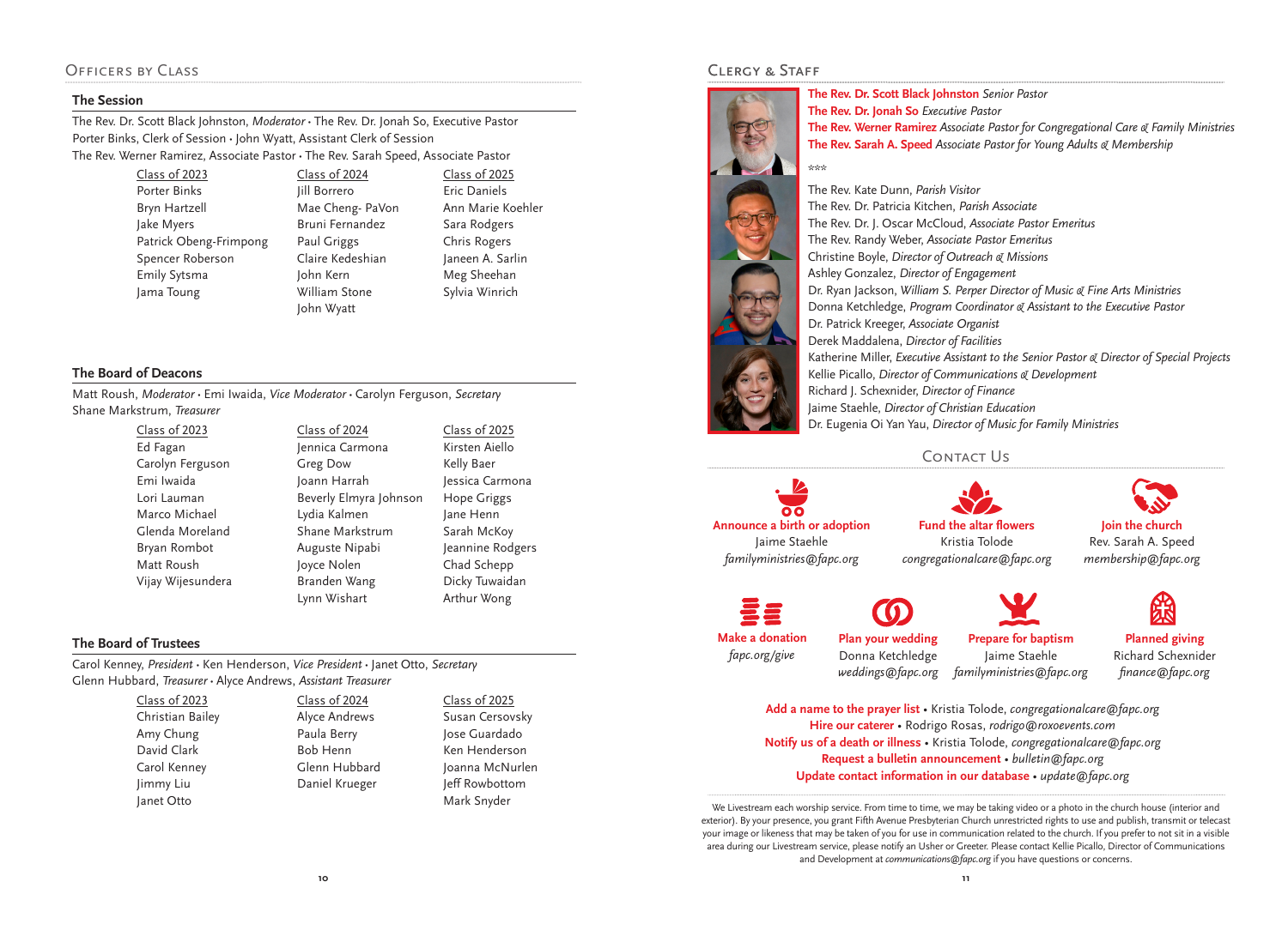## Officers by Class

### The Session

The Rev. Dr. Scott Black Johnston, *Moderator* • The Rev. Dr. Jonah So, Executive Pastor
Porter Binks, Clerk of Session • John Wyatt, Assistant Clerk of Session
The Rev. Werner Ramirez, Associate Pastor • The Rev. Sarah Speed, Associate Pastor

| Class of 2023 | Class of 2024 | Class of 2025 |
| --- | --- | --- |
| Porter Binks | Jill Borrero | Eric Daniels |
| Bryn Hartzell | Mae Cheng- PaVon | Ann Marie Koehler |
| Jake Myers | Bruni Fernandez | Sara Rodgers |
| Patrick Obeng-Frimpong | Paul Griggs | Chris Rogers |
| Spencer Roberson | Claire Kedeshian | Janeen A. Sarlin |
| Emily Sytsma | John Kern | Meg Sheehan |
| Jama Toung | William Stone | Sylvia Winrich |
| | John Wyatt | |

### The Board of Deacons

Matt Roush, *Moderator* • Emi Iwaida, *Vice Moderator* • Carolyn Ferguson, *Secretary*
Shane Markstrum, *Treasurer*

| Class of 2023 | Class of 2024 | Class of 2025 |
| --- | --- | --- |
| Ed Fagan | Jennica Carmona | Kirsten Aiello |
| Carolyn Ferguson | Greg Dow | Kelly Baer |
| Emi Iwaida | Joann Harrah | Jessica Carmona |
| Lori Lauman | Beverly Elmyra Johnson | Hope Griggs |
| Marco Michael | Lydia Kalmen | Jane Henn |
| Glenda Moreland | Shane Markstrum | Sarah McKoy |
| Bryan Rombot | Auguste Nipabi | Jeannine Rodgers |
| Matt Roush | Joyce Nolen | Chad Schepp |
| Vijay Wijesundera | Branden Wang | Dicky Tuwaidan |
| | Lynn Wishart | Arthur Wong |

### The Board of Trustees

Carol Kenney, *President* • Ken Henderson, *Vice President* • Janet Otto, *Secretary*
Glenn Hubbard, *Treasurer* • Alyce Andrews, *Assistant Treasurer*

| Class of 2023 | Class of 2024 | Class of 2025 |
| --- | --- | --- |
| Christian Bailey | Alyce Andrews | Susan Cersovsky |
| Amy Chung | Paula Berry | Jose Guardado |
| David Clark | Bob Henn | Ken Henderson |
| Carol Kenney | Glenn Hubbard | Joanna McNurlen |
| Jimmy Liu | Daniel Krueger | Jeff Rowbottom |
| Janet Otto | | Mark Snyder |

## Clergy & Staff

**The Rev. Dr. Scott Black Johnston** *Senior Pastor*
**The Rev. Dr. Jonah So** *Executive Pastor*
**The Rev. Werner Ramirez** *Associate Pastor for Congregational Care & Family Ministries*
**The Rev. Sarah A. Speed** *Associate Pastor for Young Adults & Membership*

***

The Rev. Kate Dunn, *Parish Visitor*
The Rev. Dr. Patricia Kitchen, *Parish Associate*
The Rev. Dr. J. Oscar McCloud, *Associate Pastor Emeritus*
The Rev. Randy Weber, *Associate Pastor Emeritus*
Christine Boyle, *Director of Outreach & Missions*
Ashley Gonzalez, *Director of Engagement*
Dr. Ryan Jackson, *William S. Perper Director of Music & Fine Arts Ministries*
Donna Ketchledge, *Program Coordinator & Assistant to the Executive Pastor*
Dr. Patrick Kreeger, *Associate Organist*
Derek Maddalena, *Director of Facilities*
Katherine Miller, *Executive Assistant to the Senior Pastor & Director of Special Projects*
Kellie Picallo, *Director of Communications & Development*
Richard J. Schexnider, *Director of Finance*
Jaime Staehle, *Director of Christian Education*
Dr. Eugenia Oi Yan Yau, *Director of Music for Family Ministries*

## Contact Us

**Announce a birth or adoption**
Jaime Staehle
*familyministries@fapc.org*

**Fund the altar flowers**
Kristia Tolode
*congregationalcare@fapc.org*

**Join the church**
Rev. Sarah A. Speed
*membership@fapc.org*

**Make a donation**
*fapc.org/give*

**Plan your wedding**
Donna Ketchledge
*weddings@fapc.org*

**Prepare for baptism**
Jaime Staehle
*familyministries@fapc.org*

**Planned giving**
Richard Schexnider
*finance@fapc.org*

**Add a name to the prayer list** • Kristia Tolode, *congregationalcare@fapc.org*
**Hire our caterer** • Rodrigo Rosas, *rodrigo@roxoevents.com*
**Notify us of a death or illness** • Kristia Tolode, *congregationalcare@fapc.org*
**Request a bulletin announcement** • *bulletin@fapc.org*
**Update contact information in our database** • *update@fapc.org*

We Livestream each worship service. From time to time, we may be taking video or a photo in the church house (interior and exterior). By your presence, you grant Fifth Avenue Presbyterian Church unrestricted rights to use and publish, transmit or telecast your image or likeness that may be taken of you for use in communication related to the church. If you prefer to not sit in a visible area during our Livestream service, please notify an Usher or Greeter. Please contact Kellie Picallo, Director of Communications and Development at *communications@fapc.org* if you have questions or concerns.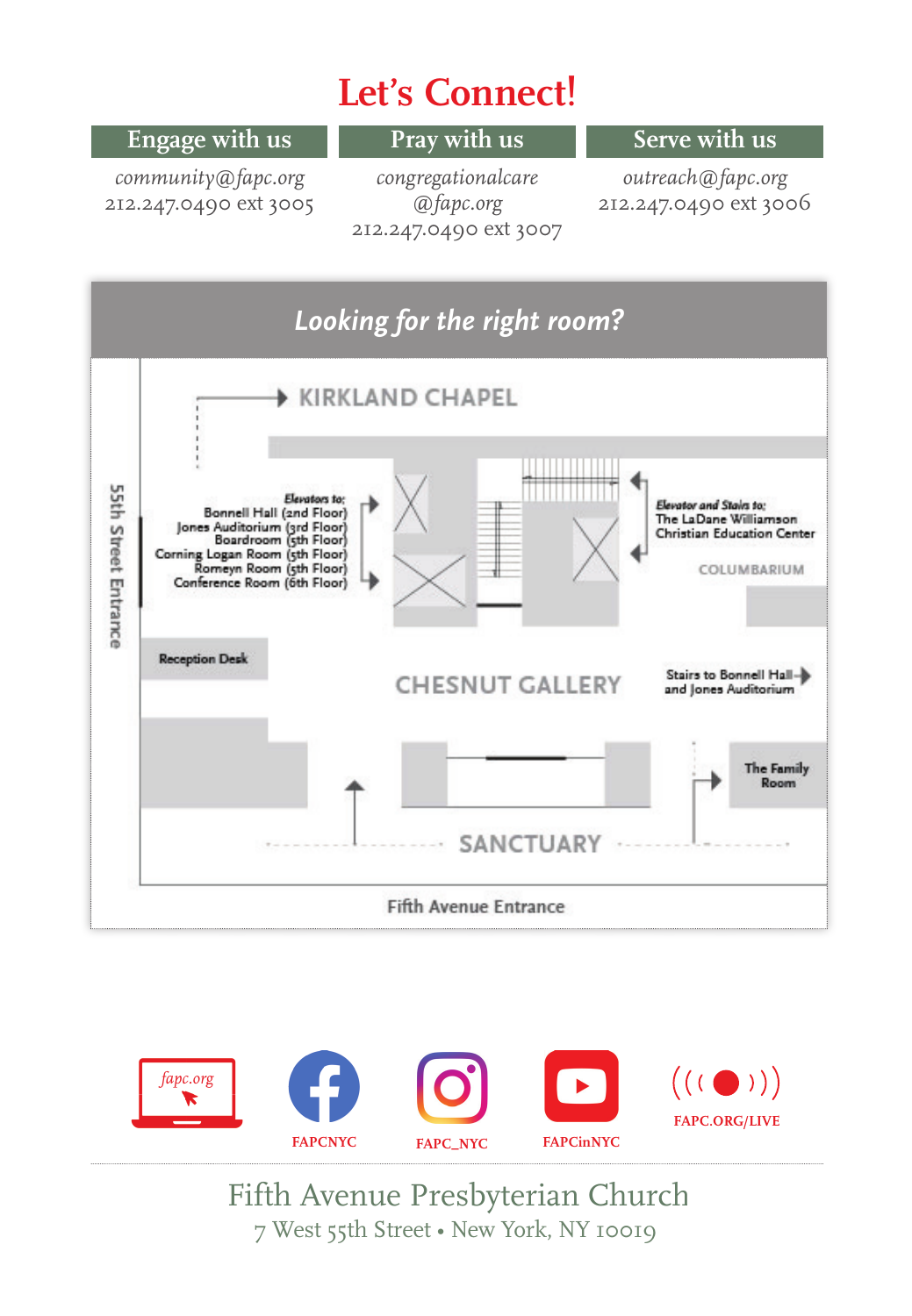# Let's Connect!

**Engage with us**
*community@fapc.org*
212.247.0490 ext 3005

**Pray with us**
*congregationalcare@fapc.org*
212.247.0490 ext 3007

**Serve with us**
*outreach@fapc.org*
212.247.0490 ext 3006

## *Looking for the right room?*

KIRKLAND CHAPEL

55th Street Entrance

*Elevators to:*
Bonnell Hall (2nd Floor)
Jones Auditorium (3rd Floor)
Boardroom (5th Floor)
Corning Logan Room (5th Floor)
Romeyn Room (5th Floor)
Conference Room (6th Floor)

*Elevator and Stairs to:*
The LaDane Williamson Christian Education Center

COLUMBARIUM

Reception Desk

CHESNUT GALLERY

Stairs to Bonnell Hall and Jones Auditorium

The Family Room

SANCTUARY

Fifth Avenue Entrance

fapc.org

FAPCNYC

FAPC_NYC

FAPCinNYC

FAPC.ORG/LIVE

Fifth Avenue Presbyterian Church
7 West 55th Street • New York, NY 10019